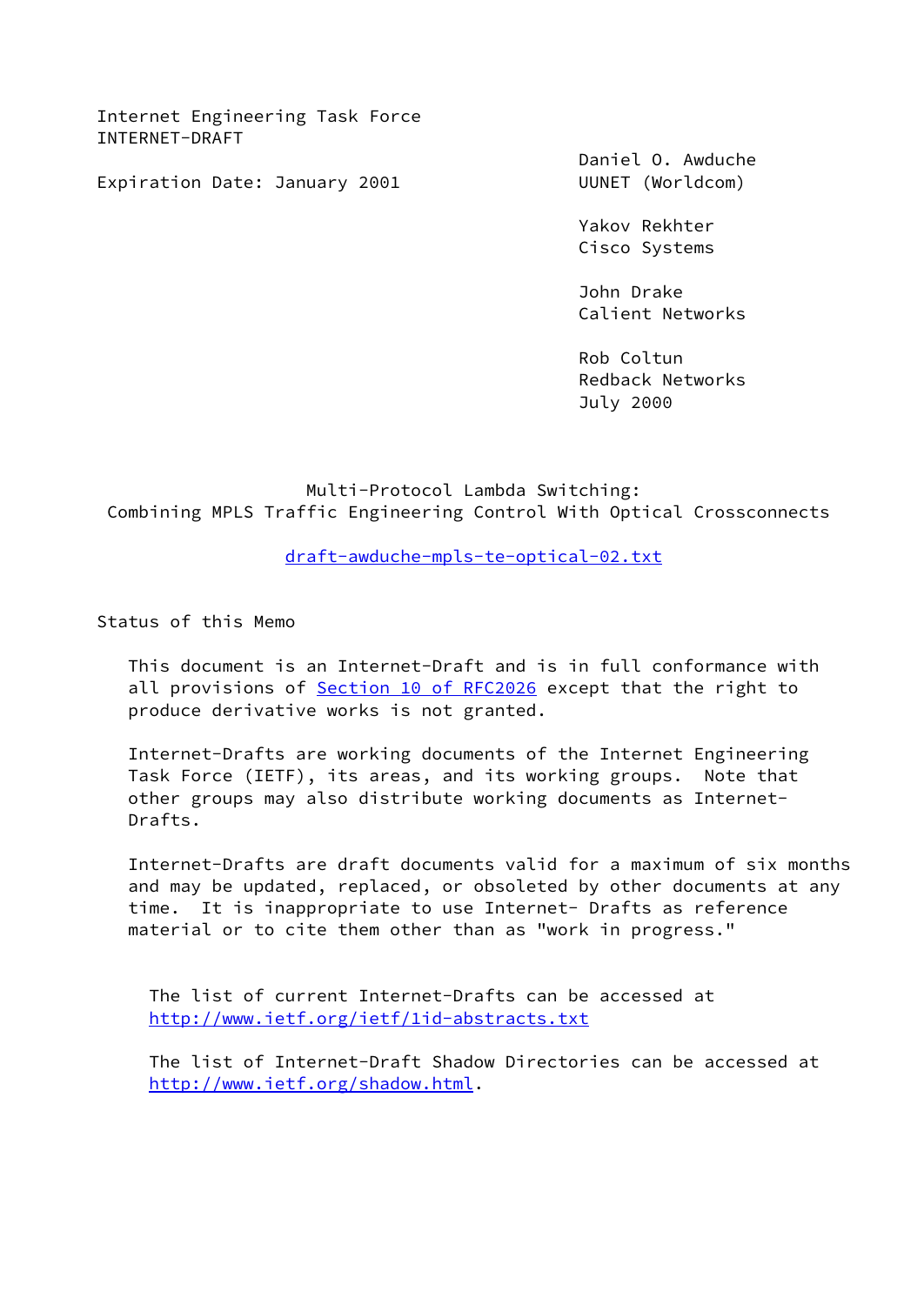Internet Engineering Task Force
INTERNET-DRAFT

Expiration Date: January 2001

Daniel O. Awduche
UUNET (Worldcom)

Yakov Rekhter
Cisco Systems

John Drake
Calient Networks

Rob Coltun
Redback Networks
July 2000

# Multi-Protocol Lambda Switching: Combining MPLS Traffic Engineering Control With Optical Crossconnects

draft-awduche-mpls-te-optical-02.txt

## Status of this Memo

This document is an Internet-Draft and is in full conformance with all provisions of Section 10 of RFC2026 except that the right to produce derivative works is not granted.

Internet-Drafts are working documents of the Internet Engineering Task Force (IETF), its areas, and its working groups. Note that other groups may also distribute working documents as Internet-Drafts.

Internet-Drafts are draft documents valid for a maximum of six months and may be updated, replaced, or obsoleted by other documents at any time. It is inappropriate to use Internet- Drafts as reference material or to cite them other than as "work in progress."

The list of current Internet-Drafts can be accessed at http://www.ietf.org/ietf/1id-abstracts.txt

The list of Internet-Draft Shadow Directories can be accessed at http://www.ietf.org/shadow.html.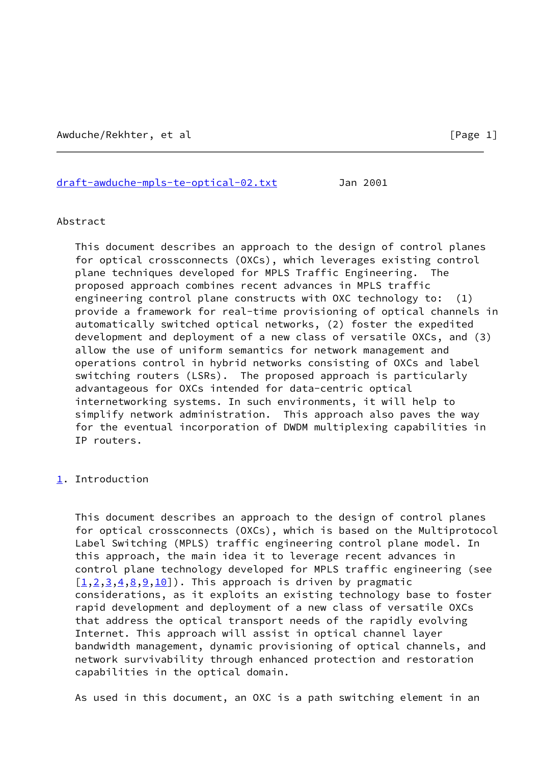## Abstract

This document describes an approach to the design of control planes for optical crossconnects (OXCs), which leverages existing control plane techniques developed for MPLS Traffic Engineering. The proposed approach combines recent advances in MPLS traffic engineering control plane constructs with OXC technology to: (1) provide a framework for real-time provisioning of optical channels in automatically switched optical networks, (2) foster the expedited development and deployment of a new class of versatile OXCs, and (3) allow the use of uniform semantics for network management and operations control in hybrid networks consisting of OXCs and label switching routers (LSRs). The proposed approach is particularly advantageous for OXCs intended for data-centric optical internetworking systems. In such environments, it will help to simplify network administration. This approach also paves the way for the eventual incorporation of DWDM multiplexing capabilities in IP routers.

## 1. Introduction

This document describes an approach to the design of control planes for optical crossconnects (OXCs), which is based on the Multiprotocol Label Switching (MPLS) traffic engineering control plane model. In this approach, the main idea it to leverage recent advances in control plane technology developed for MPLS traffic engineering (see [1,2,3,4,8,9,10]). This approach is driven by pragmatic considerations, as it exploits an existing technology base to foster rapid development and deployment of a new class of versatile OXCs that address the optical transport needs of the rapidly evolving Internet. This approach will assist in optical channel layer bandwidth management, dynamic provisioning of optical channels, and network survivability through enhanced protection and restoration capabilities in the optical domain.

As used in this document, an OXC is a path switching element in an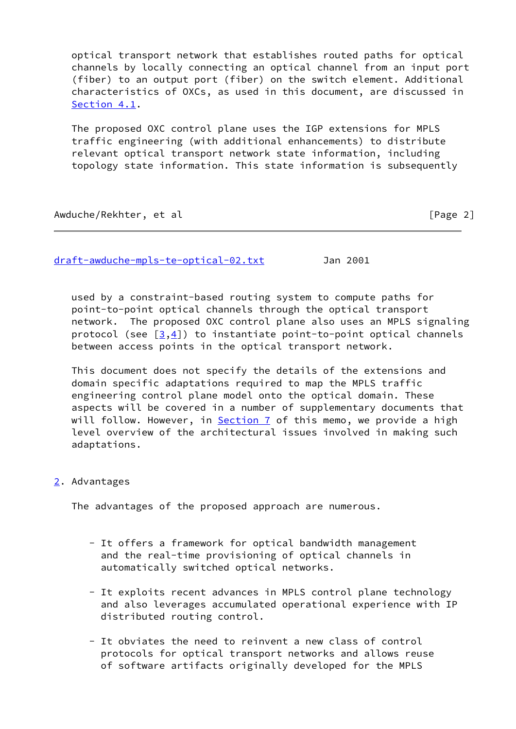optical transport network that establishes routed paths for optical channels by locally connecting an optical channel from an input port (fiber) to an output port (fiber) on the switch element. Additional characteristics of OXCs, as used in this document, are discussed in Section 4.1.

The proposed OXC control plane uses the IGP extensions for MPLS traffic engineering (with additional enhancements) to distribute relevant optical transport network state information, including topology state information. This state information is subsequently used by a constraint-based routing system to compute paths for point-to-point optical channels through the optical transport network. The proposed OXC control plane also uses an MPLS signaling protocol (see [3,4]) to instantiate point-to-point optical channels between access points in the optical transport network.

This document does not specify the details of the extensions and domain specific adaptations required to map the MPLS traffic engineering control plane model onto the optical domain. These aspects will be covered in a number of supplementary documents that will follow. However, in Section 7 of this memo, we provide a high level overview of the architectural issues involved in making such adaptations.

## 2. Advantages

The advantages of the proposed approach are numerous.

- It offers a framework for optical bandwidth management and the real-time provisioning of optical channels in automatically switched optical networks.

- It exploits recent advances in MPLS control plane technology and also leverages accumulated operational experience with IP distributed routing control.

- It obviates the need to reinvent a new class of control protocols for optical transport networks and allows reuse of software artifacts originally developed for the MPLS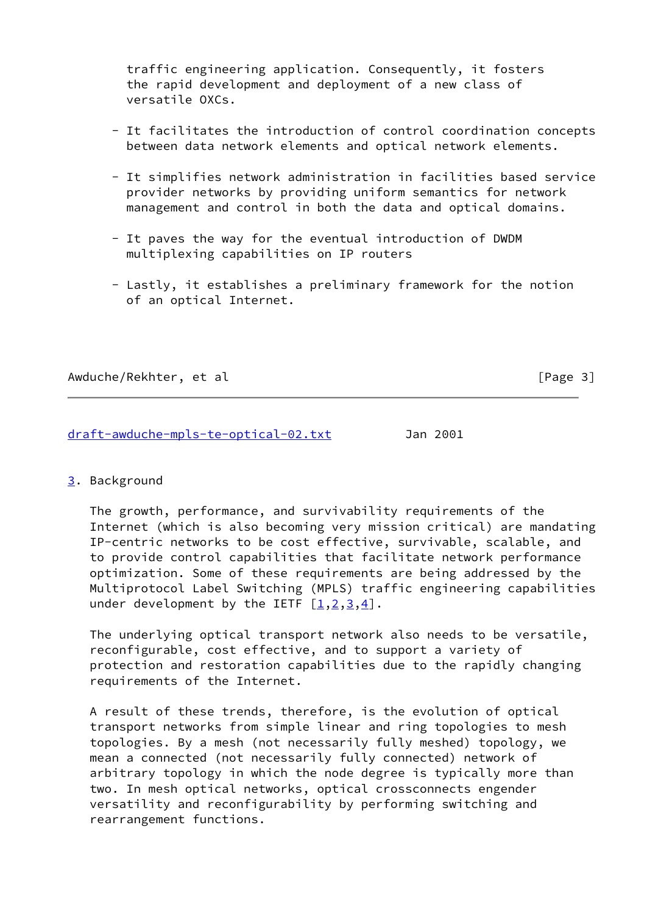traffic engineering application. Consequently, it fosters the rapid development and deployment of a new class of versatile OXCs.

- It facilitates the introduction of control coordination concepts between data network elements and optical network elements.

- It simplifies network administration in facilities based service provider networks by providing uniform semantics for network management and control in both the data and optical domains.

- It paves the way for the eventual introduction of DWDM multiplexing capabilities on IP routers

- Lastly, it establishes a preliminary framework for the notion of an optical Internet.

## 3. Background

The growth, performance, and survivability requirements of the Internet (which is also becoming very mission critical) are mandating IP-centric networks to be cost effective, survivable, scalable, and to provide control capabilities that facilitate network performance optimization. Some of these requirements are being addressed by the Multiprotocol Label Switching (MPLS) traffic engineering capabilities under development by the IETF [1,2,3,4].

The underlying optical transport network also needs to be versatile, reconfigurable, cost effective, and to support a variety of protection and restoration capabilities due to the rapidly changing requirements of the Internet.

A result of these trends, therefore, is the evolution of optical transport networks from simple linear and ring topologies to mesh topologies. By a mesh (not necessarily fully meshed) topology, we mean a connected (not necessarily fully connected) network of arbitrary topology in which the node degree is typically more than two. In mesh optical networks, optical crossconnects engender versatility and reconfigurability by performing switching and rearrangement functions.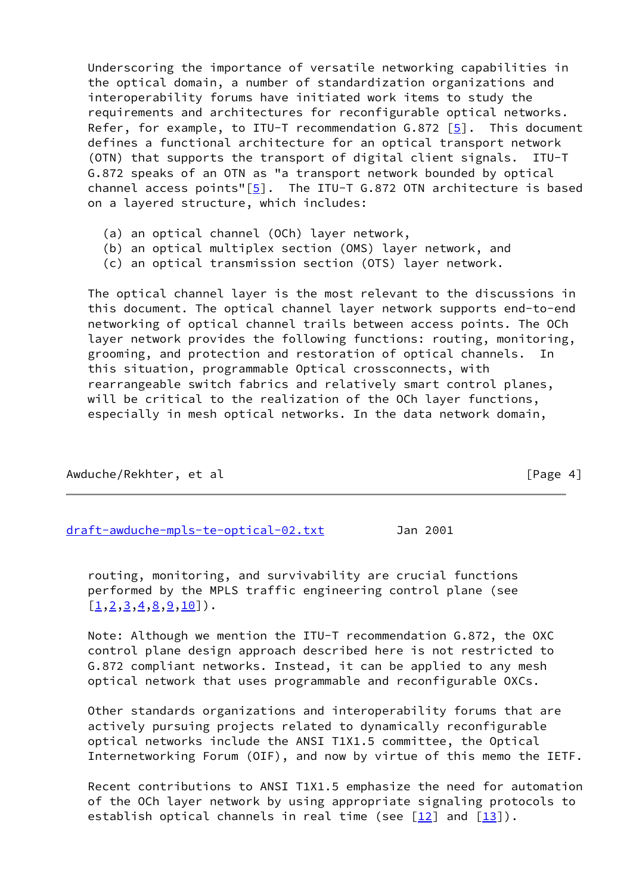Underscoring the importance of versatile networking capabilities in the optical domain, a number of standardization organizations and interoperability forums have initiated work items to study the requirements and architectures for reconfigurable optical networks. Refer, for example, to ITU-T recommendation G.872 [5]. This document defines a functional architecture for an optical transport network (OTN) that supports the transport of digital client signals. ITU-T G.872 speaks of an OTN as "a transport network bounded by optical channel access points"[5]. The ITU-T G.872 OTN architecture is based on a layered structure, which includes:

(a) an optical channel (OCh) layer network,
(b) an optical multiplex section (OMS) layer network, and
(c) an optical transmission section (OTS) layer network.

The optical channel layer is the most relevant to the discussions in this document. The optical channel layer network supports end-to-end networking of optical channel trails between access points. The OCh layer network provides the following functions: routing, monitoring, grooming, and protection and restoration of optical channels. In this situation, programmable Optical crossconnects, with rearrangeable switch fabrics and relatively smart control planes, will be critical to the realization of the OCh layer functions, especially in mesh optical networks. In the data network domain, routing, monitoring, and survivability are crucial functions performed by the MPLS traffic engineering control plane (see [1,2,3,4,8,9,10]).

Note: Although we mention the ITU-T recommendation G.872, the OXC control plane design approach described here is not restricted to G.872 compliant networks. Instead, it can be applied to any mesh optical network that uses programmable and reconfigurable OXCs.

Other standards organizations and interoperability forums that are actively pursuing projects related to dynamically reconfigurable optical networks include the ANSI T1X1.5 committee, the Optical Internetworking Forum (OIF), and now by virtue of this memo the IETF.

Recent contributions to ANSI T1X1.5 emphasize the need for automation of the OCh layer network by using appropriate signaling protocols to establish optical channels in real time (see [12] and [13]).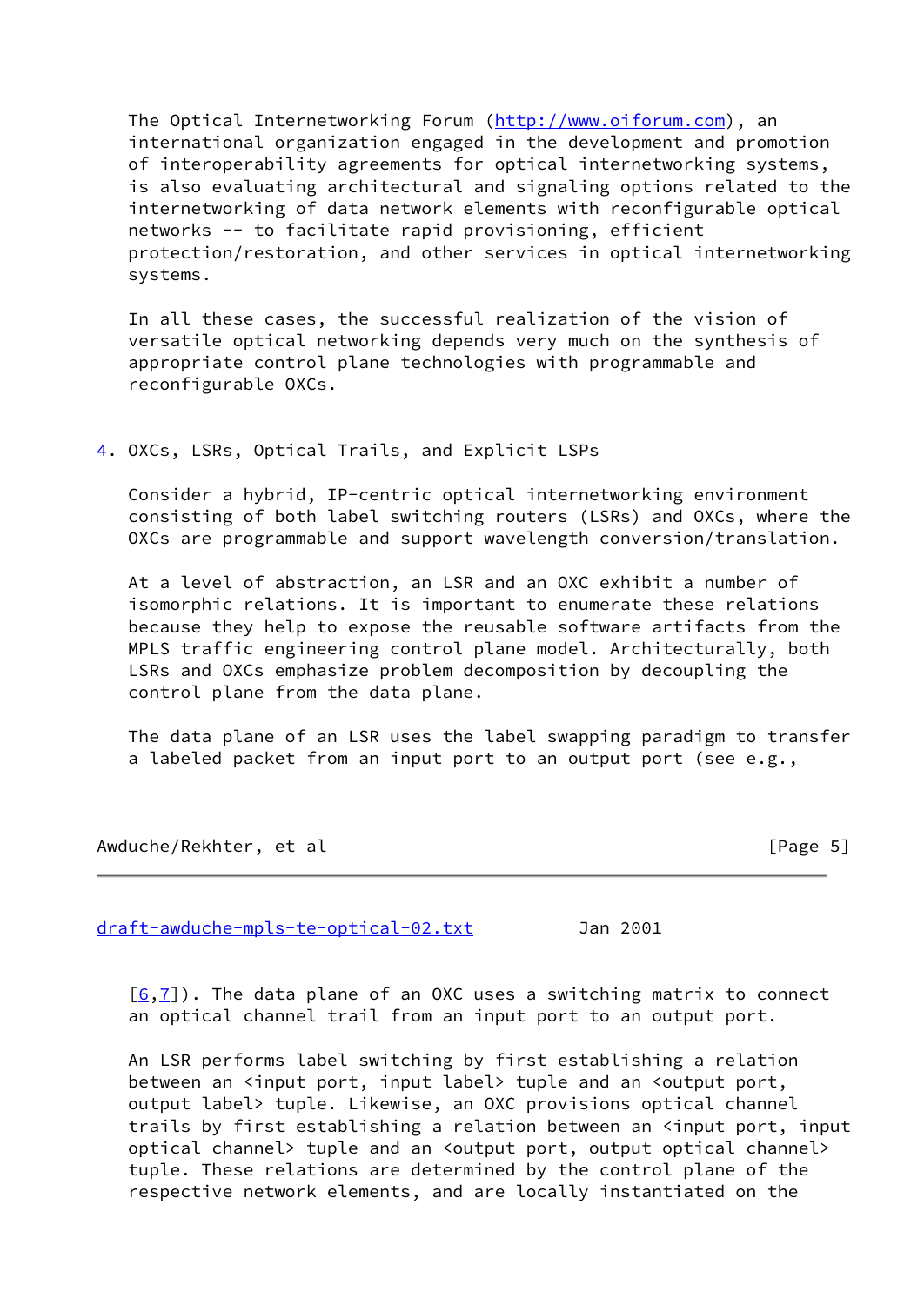The Optical Internetworking Forum (http://www.oiforum.com), an international organization engaged in the development and promotion of interoperability agreements for optical internetworking systems, is also evaluating architectural and signaling options related to the internetworking of data network elements with reconfigurable optical networks -- to facilitate rapid provisioning, efficient protection/restoration, and other services in optical internetworking systems.

In all these cases, the successful realization of the vision of versatile optical networking depends very much on the synthesis of appropriate control plane technologies with programmable and reconfigurable OXCs.

## 4. OXCs, LSRs, Optical Trails, and Explicit LSPs

Consider a hybrid, IP-centric optical internetworking environment consisting of both label switching routers (LSRs) and OXCs, where the OXCs are programmable and support wavelength conversion/translation.

At a level of abstraction, an LSR and an OXC exhibit a number of isomorphic relations. It is important to enumerate these relations because they help to expose the reusable software artifacts from the MPLS traffic engineering control plane model. Architecturally, both LSRs and OXCs emphasize problem decomposition by decoupling the control plane from the data plane.

The data plane of an LSR uses the label swapping paradigm to transfer a labeled packet from an input port to an output port (see e.g., [6,7]). The data plane of an OXC uses a switching matrix to connect an optical channel trail from an input port to an output port.

An LSR performs label switching by first establishing a relation between an <input port, input label> tuple and an <output port, output label> tuple. Likewise, an OXC provisions optical channel trails by first establishing a relation between an <input port, input optical channel> tuple and an <output port, output optical channel> tuple. These relations are determined by the control plane of the respective network elements, and are locally instantiated on the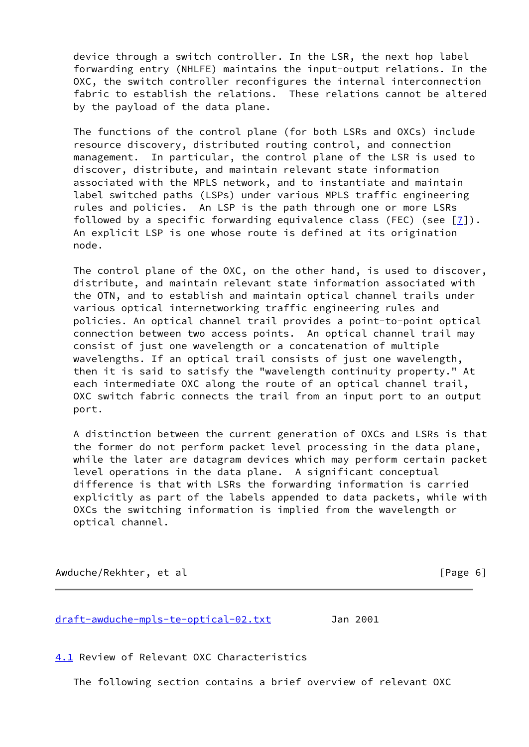device through a switch controller. In the LSR, the next hop label forwarding entry (NHLFE) maintains the input-output relations. In the OXC, the switch controller reconfigures the internal interconnection fabric to establish the relations. These relations cannot be altered by the payload of the data plane.

The functions of the control plane (for both LSRs and OXCs) include resource discovery, distributed routing control, and connection management. In particular, the control plane of the LSR is used to discover, distribute, and maintain relevant state information associated with the MPLS network, and to instantiate and maintain label switched paths (LSPs) under various MPLS traffic engineering rules and policies. An LSP is the path through one or more LSRs followed by a specific forwarding equivalence class (FEC) (see [7]). An explicit LSP is one whose route is defined at its origination node.

The control plane of the OXC, on the other hand, is used to discover, distribute, and maintain relevant state information associated with the OTN, and to establish and maintain optical channel trails under various optical internetworking traffic engineering rules and policies. An optical channel trail provides a point-to-point optical connection between two access points. An optical channel trail may consist of just one wavelength or a concatenation of multiple wavelengths. If an optical trail consists of just one wavelength, then it is said to satisfy the "wavelength continuity property." At each intermediate OXC along the route of an optical channel trail, OXC switch fabric connects the trail from an input port to an output port.

A distinction between the current generation of OXCs and LSRs is that the former do not perform packet level processing in the data plane, while the later are datagram devices which may perform certain packet level operations in the data plane. A significant conceptual difference is that with LSRs the forwarding information is carried explicitly as part of the labels appended to data packets, while with OXCs the switching information is implied from the wavelength or optical channel.

## 4.1 Review of Relevant OXC Characteristics

The following section contains a brief overview of relevant OXC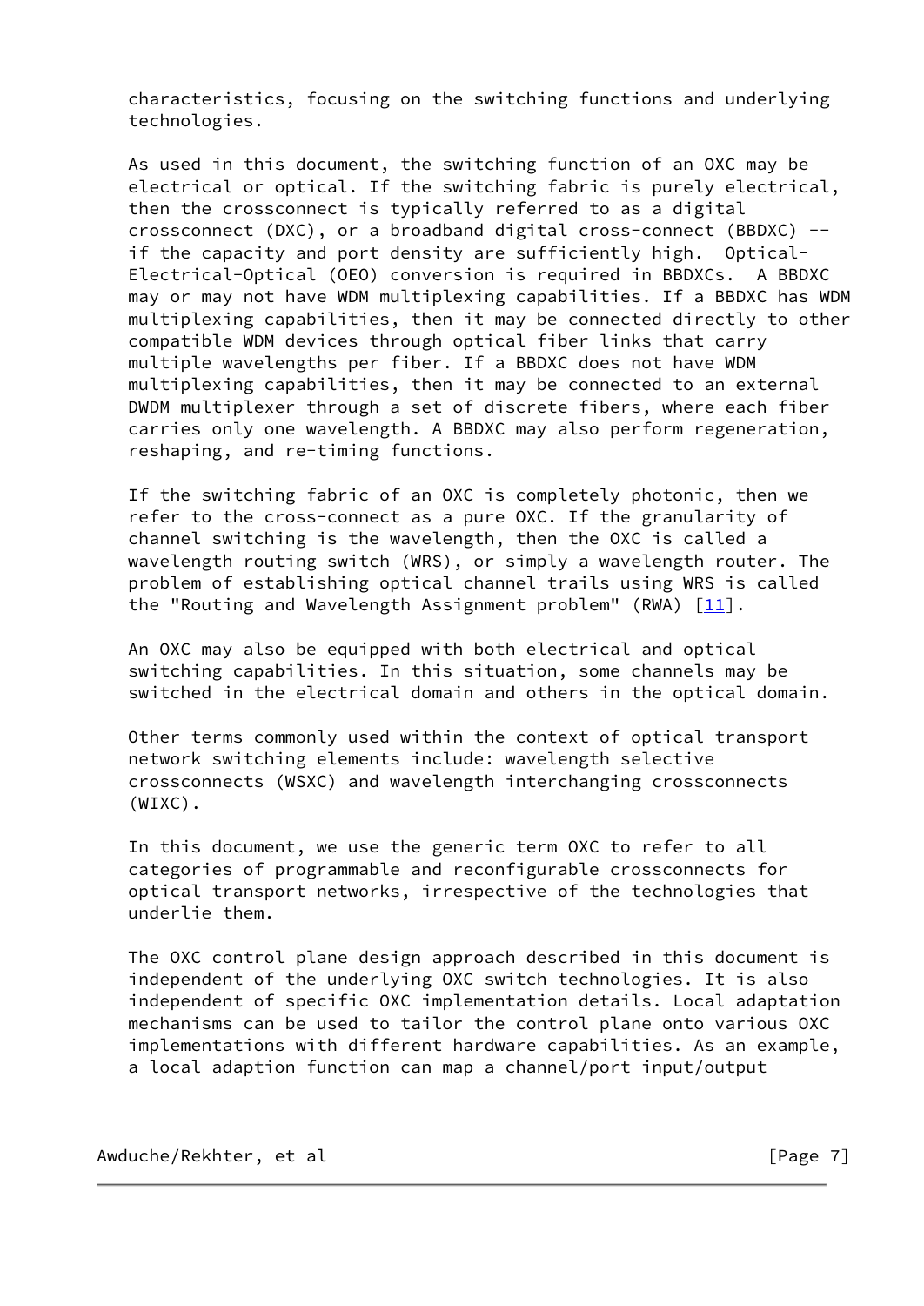characteristics, focusing on the switching functions and underlying technologies.

As used in this document, the switching function of an OXC may be electrical or optical. If the switching fabric is purely electrical, then the crossconnect is typically referred to as a digital crossconnect (DXC), or a broadband digital cross-connect (BBDXC) -- if the capacity and port density are sufficiently high. Optical-Electrical-Optical (OEO) conversion is required in BBDXCs. A BBDXC may or may not have WDM multiplexing capabilities. If a BBDXC has WDM multiplexing capabilities, then it may be connected directly to other compatible WDM devices through optical fiber links that carry multiple wavelengths per fiber. If a BBDXC does not have WDM multiplexing capabilities, then it may be connected to an external DWDM multiplexer through a set of discrete fibers, where each fiber carries only one wavelength. A BBDXC may also perform regeneration, reshaping, and re-timing functions.

If the switching fabric of an OXC is completely photonic, then we refer to the cross-connect as a pure OXC. If the granularity of channel switching is the wavelength, then the OXC is called a wavelength routing switch (WRS), or simply a wavelength router. The problem of establishing optical channel trails using WRS is called the "Routing and Wavelength Assignment problem" (RWA) [11].

An OXC may also be equipped with both electrical and optical switching capabilities. In this situation, some channels may be switched in the electrical domain and others in the optical domain.

Other terms commonly used within the context of optical transport network switching elements include: wavelength selective crossconnects (WSXC) and wavelength interchanging crossconnects (WIXC).

In this document, we use the generic term OXC to refer to all categories of programmable and reconfigurable crossconnects for optical transport networks, irrespective of the technologies that underlie them.

The OXC control plane design approach described in this document is independent of the underlying OXC switch technologies. It is also independent of specific OXC implementation details. Local adaptation mechanisms can be used to tailor the control plane onto various OXC implementations with different hardware capabilities. As an example, a local adaption function can map a channel/port input/output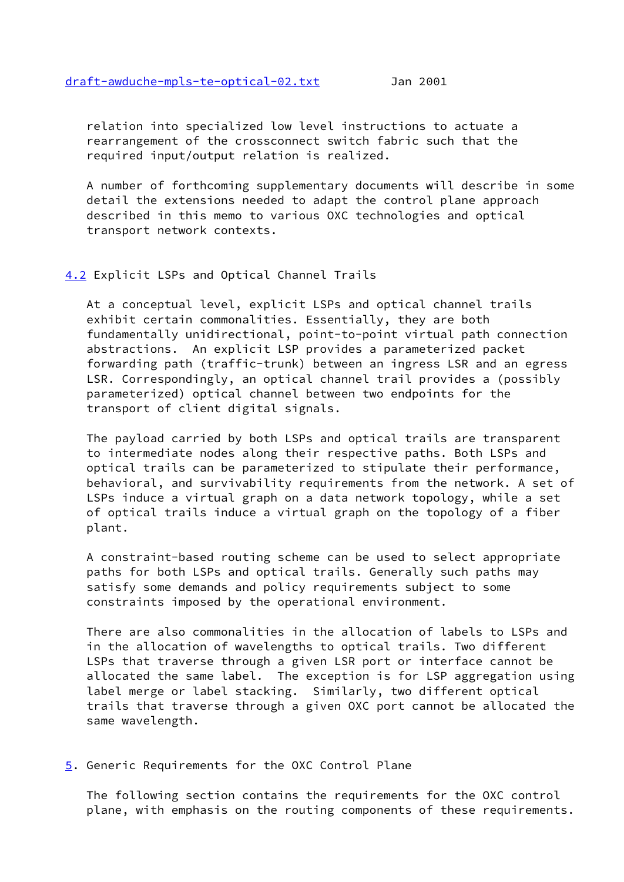relation into specialized low level instructions to actuate a rearrangement of the crossconnect switch fabric such that the required input/output relation is realized.

A number of forthcoming supplementary documents will describe in some detail the extensions needed to adapt the control plane approach described in this memo to various OXC technologies and optical transport network contexts.

### 4.2 Explicit LSPs and Optical Channel Trails

At a conceptual level, explicit LSPs and optical channel trails exhibit certain commonalities. Essentially, they are both fundamentally unidirectional, point-to-point virtual path connection abstractions. An explicit LSP provides a parameterized packet forwarding path (traffic-trunk) between an ingress LSR and an egress LSR. Correspondingly, an optical channel trail provides a (possibly parameterized) optical channel between two endpoints for the transport of client digital signals.

The payload carried by both LSPs and optical trails are transparent to intermediate nodes along their respective paths. Both LSPs and optical trails can be parameterized to stipulate their performance, behavioral, and survivability requirements from the network. A set of LSPs induce a virtual graph on a data network topology, while a set of optical trails induce a virtual graph on the topology of a fiber plant.

A constraint-based routing scheme can be used to select appropriate paths for both LSPs and optical trails. Generally such paths may satisfy some demands and policy requirements subject to some constraints imposed by the operational environment.

There are also commonalities in the allocation of labels to LSPs and in the allocation of wavelengths to optical trails. Two different LSPs that traverse through a given LSR port or interface cannot be allocated the same label. The exception is for LSP aggregation using label merge or label stacking. Similarly, two different optical trails that traverse through a given OXC port cannot be allocated the same wavelength.

## 5. Generic Requirements for the OXC Control Plane

The following section contains the requirements for the OXC control plane, with emphasis on the routing components of these requirements.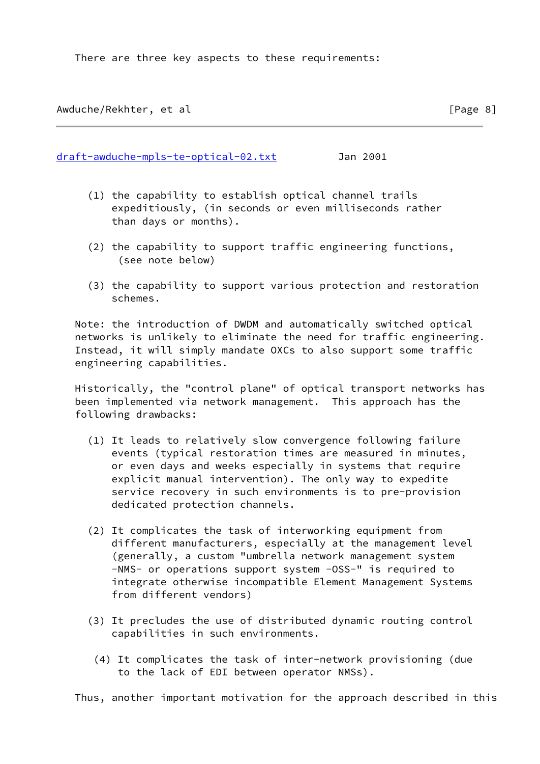There are three key aspects to these requirements:

(1) the capability to establish optical channel trails expeditiously, (in seconds or even milliseconds rather than days or months).

(2) the capability to support traffic engineering functions, (see note below)

(3) the capability to support various protection and restoration schemes.

Note: the introduction of DWDM and automatically switched optical networks is unlikely to eliminate the need for traffic engineering. Instead, it will simply mandate OXCs to also support some traffic engineering capabilities.

Historically, the "control plane" of optical transport networks has been implemented via network management. This approach has the following drawbacks:

(1) It leads to relatively slow convergence following failure events (typical restoration times are measured in minutes, or even days and weeks especially in systems that require explicit manual intervention). The only way to expedite service recovery in such environments is to pre-provision dedicated protection channels.

(2) It complicates the task of interworking equipment from different manufacturers, especially at the management level (generally, a custom "umbrella network management system -NMS- or operations support system -OSS-" is required to integrate otherwise incompatible Element Management Systems from different vendors)

(3) It precludes the use of distributed dynamic routing control capabilities in such environments.

(4) It complicates the task of inter-network provisioning (due to the lack of EDI between operator NMSs).

Thus, another important motivation for the approach described in this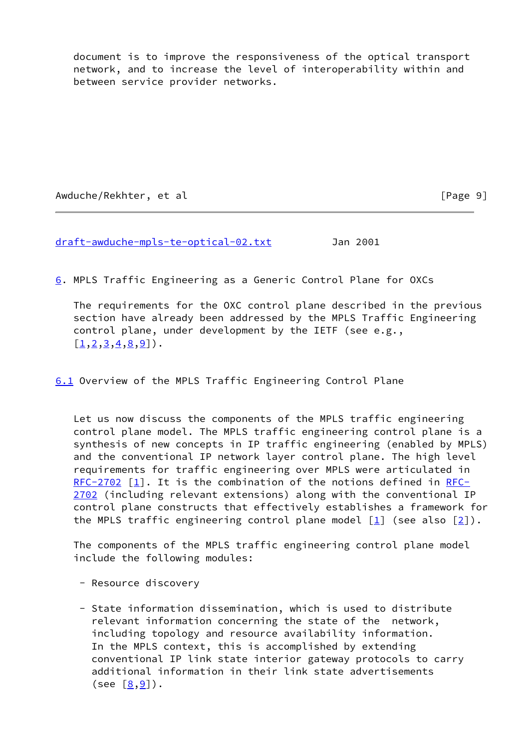document is to improve the responsiveness of the optical transport network, and to increase the level of interoperability within and between service provider networks.

## 6. MPLS Traffic Engineering as a Generic Control Plane for OXCs

The requirements for the OXC control plane described in the previous section have already been addressed by the MPLS Traffic Engineering control plane, under development by the IETF (see e.g., [1,2,3,4,8,9]).

### 6.1 Overview of the MPLS Traffic Engineering Control Plane

Let us now discuss the components of the MPLS traffic engineering control plane model. The MPLS traffic engineering control plane is a synthesis of new concepts in IP traffic engineering (enabled by MPLS) and the conventional IP network layer control plane. The high level requirements for traffic engineering over MPLS were articulated in RFC-2702 [1]. It is the combination of the notions defined in RFC-2702 (including relevant extensions) along with the conventional IP control plane constructs that effectively establishes a framework for the MPLS traffic engineering control plane model [1] (see also [2]).

The components of the MPLS traffic engineering control plane model include the following modules:

- Resource discovery

- State information dissemination, which is used to distribute relevant information concerning the state of the network, including topology and resource availability information. In the MPLS context, this is accomplished by extending conventional IP link state interior gateway protocols to carry additional information in their link state advertisements (see [8,9]).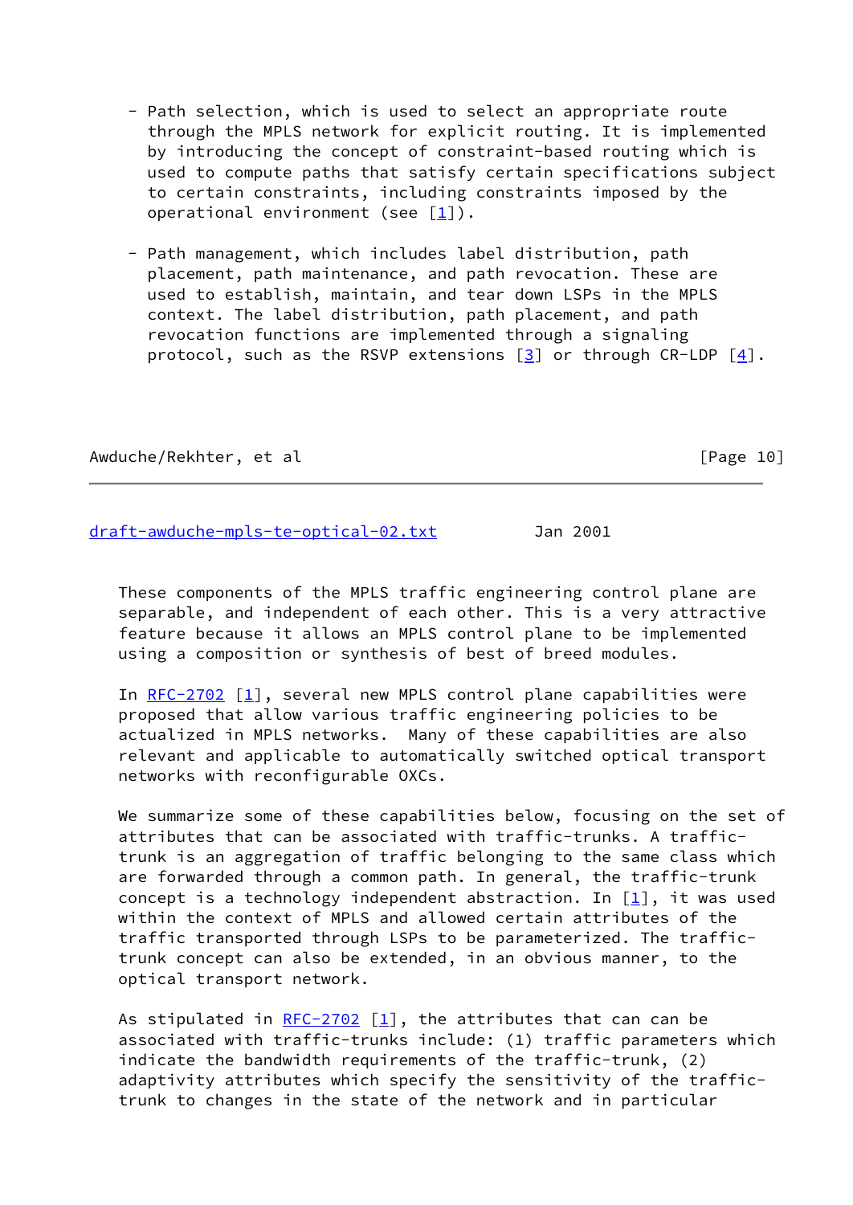- Path selection, which is used to select an appropriate route through the MPLS network for explicit routing. It is implemented by introducing the concept of constraint-based routing which is used to compute paths that satisfy certain specifications subject to certain constraints, including constraints imposed by the operational environment (see [1]).

- Path management, which includes label distribution, path placement, path maintenance, and path revocation. These are used to establish, maintain, and tear down LSPs in the MPLS context. The label distribution, path placement, and path revocation functions are implemented through a signaling protocol, such as the RSVP extensions [3] or through CR-LDP [4].

These components of the MPLS traffic engineering control plane are separable, and independent of each other. This is a very attractive feature because it allows an MPLS control plane to be implemented using a composition or synthesis of best of breed modules.

In RFC-2702 [1], several new MPLS control plane capabilities were proposed that allow various traffic engineering policies to be actualized in MPLS networks. Many of these capabilities are also relevant and applicable to automatically switched optical transport networks with reconfigurable OXCs.

We summarize some of these capabilities below, focusing on the set of attributes that can be associated with traffic-trunks. A traffic-trunk is an aggregation of traffic belonging to the same class which are forwarded through a common path. In general, the traffic-trunk concept is a technology independent abstraction. In [1], it was used within the context of MPLS and allowed certain attributes of the traffic transported through LSPs to be parameterized. The traffic-trunk concept can also be extended, in an obvious manner, to the optical transport network.

As stipulated in RFC-2702 [1], the attributes that can can be associated with traffic-trunks include: (1) traffic parameters which indicate the bandwidth requirements of the traffic-trunk, (2) adaptivity attributes which specify the sensitivity of the traffic-trunk to changes in the state of the network and in particular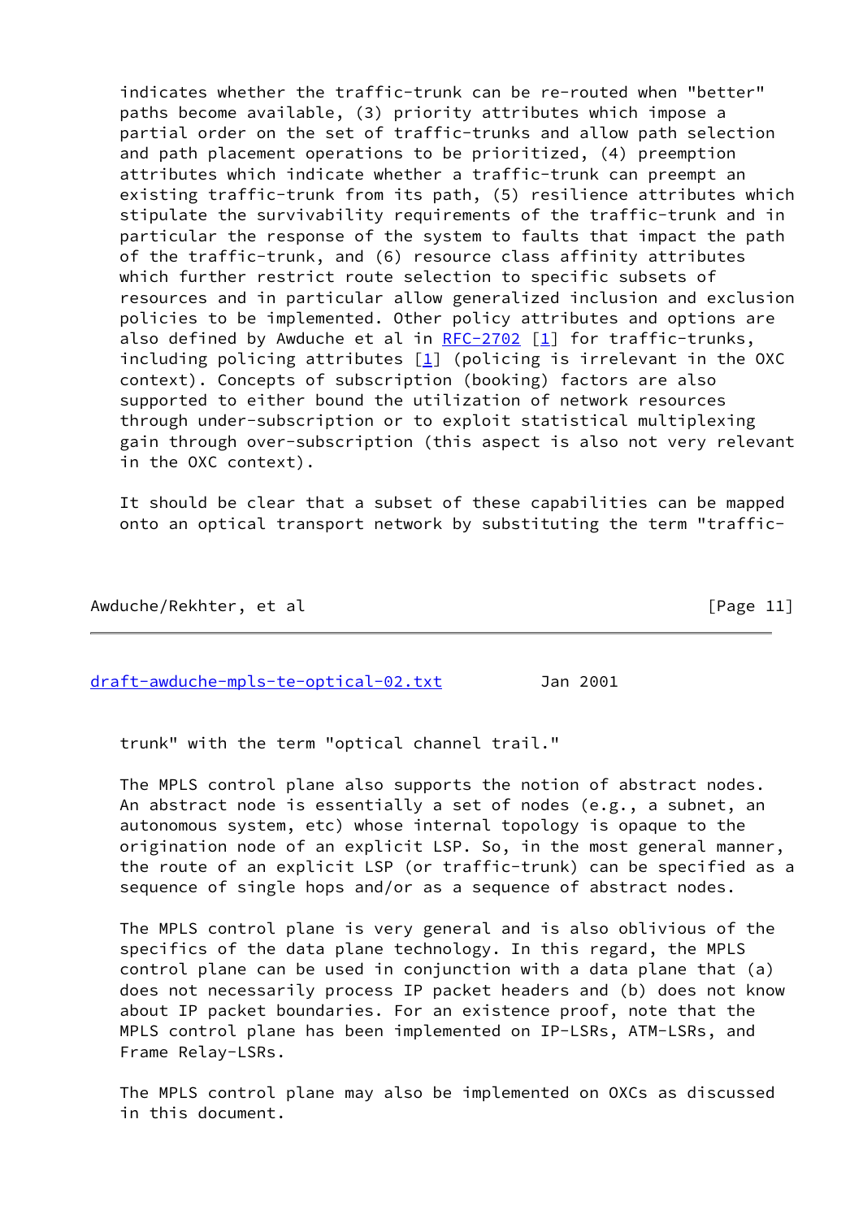indicates whether the traffic-trunk can be re-routed when "better" paths become available, (3) priority attributes which impose a partial order on the set of traffic-trunks and allow path selection and path placement operations to be prioritized, (4) preemption attributes which indicate whether a traffic-trunk can preempt an existing traffic-trunk from its path, (5) resilience attributes which stipulate the survivability requirements of the traffic-trunk and in particular the response of the system to faults that impact the path of the traffic-trunk, and (6) resource class affinity attributes which further restrict route selection to specific subsets of resources and in particular allow generalized inclusion and exclusion policies to be implemented. Other policy attributes and options are also defined by Awduche et al in RFC-2702 [1] for traffic-trunks, including policing attributes [1] (policing is irrelevant in the OXC context). Concepts of subscription (booking) factors are also supported to either bound the utilization of network resources through under-subscription or to exploit statistical multiplexing gain through over-subscription (this aspect is also not very relevant in the OXC context).

It should be clear that a subset of these capabilities can be mapped onto an optical transport network by substituting the term "traffic-trunk" with the term "optical channel trail."

The MPLS control plane also supports the notion of abstract nodes. An abstract node is essentially a set of nodes (e.g., a subnet, an autonomous system, etc) whose internal topology is opaque to the origination node of an explicit LSP. So, in the most general manner, the route of an explicit LSP (or traffic-trunk) can be specified as a sequence of single hops and/or as a sequence of abstract nodes.

The MPLS control plane is very general and is also oblivious of the specifics of the data plane technology. In this regard, the MPLS control plane can be used in conjunction with a data plane that (a) does not necessarily process IP packet headers and (b) does not know about IP packet boundaries. For an existence proof, note that the MPLS control plane has been implemented on IP-LSRs, ATM-LSRs, and Frame Relay-LSRs.

The MPLS control plane may also be implemented on OXCs as discussed in this document.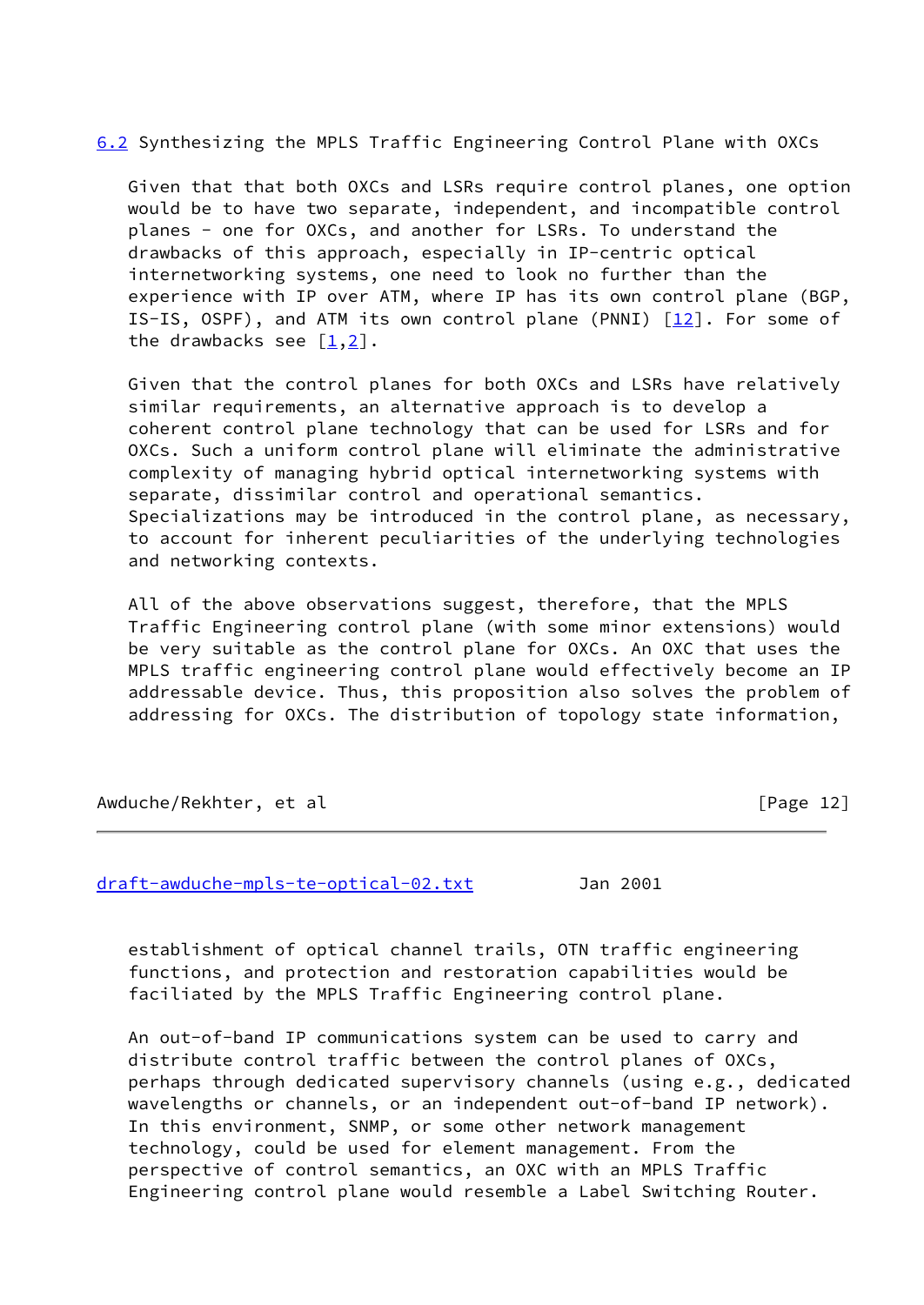## 6.2 Synthesizing the MPLS Traffic Engineering Control Plane with OXCs

Given that that both OXCs and LSRs require control planes, one option would be to have two separate, independent, and incompatible control planes - one for OXCs, and another for LSRs. To understand the drawbacks of this approach, especially in IP-centric optical internetworking systems, one need to look no further than the experience with IP over ATM, where IP has its own control plane (BGP, IS-IS, OSPF), and ATM its own control plane (PNNI) [12]. For some of the drawbacks see [1,2].

Given that the control planes for both OXCs and LSRs have relatively similar requirements, an alternative approach is to develop a coherent control plane technology that can be used for LSRs and for OXCs. Such a uniform control plane will eliminate the administrative complexity of managing hybrid optical internetworking systems with separate, dissimilar control and operational semantics. Specializations may be introduced in the control plane, as necessary, to account for inherent peculiarities of the underlying technologies and networking contexts.

All of the above observations suggest, therefore, that the MPLS Traffic Engineering control plane (with some minor extensions) would be very suitable as the control plane for OXCs. An OXC that uses the MPLS traffic engineering control plane would effectively become an IP addressable device. Thus, this proposition also solves the problem of addressing for OXCs. The distribution of topology state information, establishment of optical channel trails, OTN traffic engineering functions, and protection and restoration capabilities would be faciliated by the MPLS Traffic Engineering control plane.

An out-of-band IP communications system can be used to carry and distribute control traffic between the control planes of OXCs, perhaps through dedicated supervisory channels (using e.g., dedicated wavelengths or channels, or an independent out-of-band IP network). In this environment, SNMP, or some other network management technology, could be used for element management. From the perspective of control semantics, an OXC with an MPLS Traffic Engineering control plane would resemble a Label Switching Router.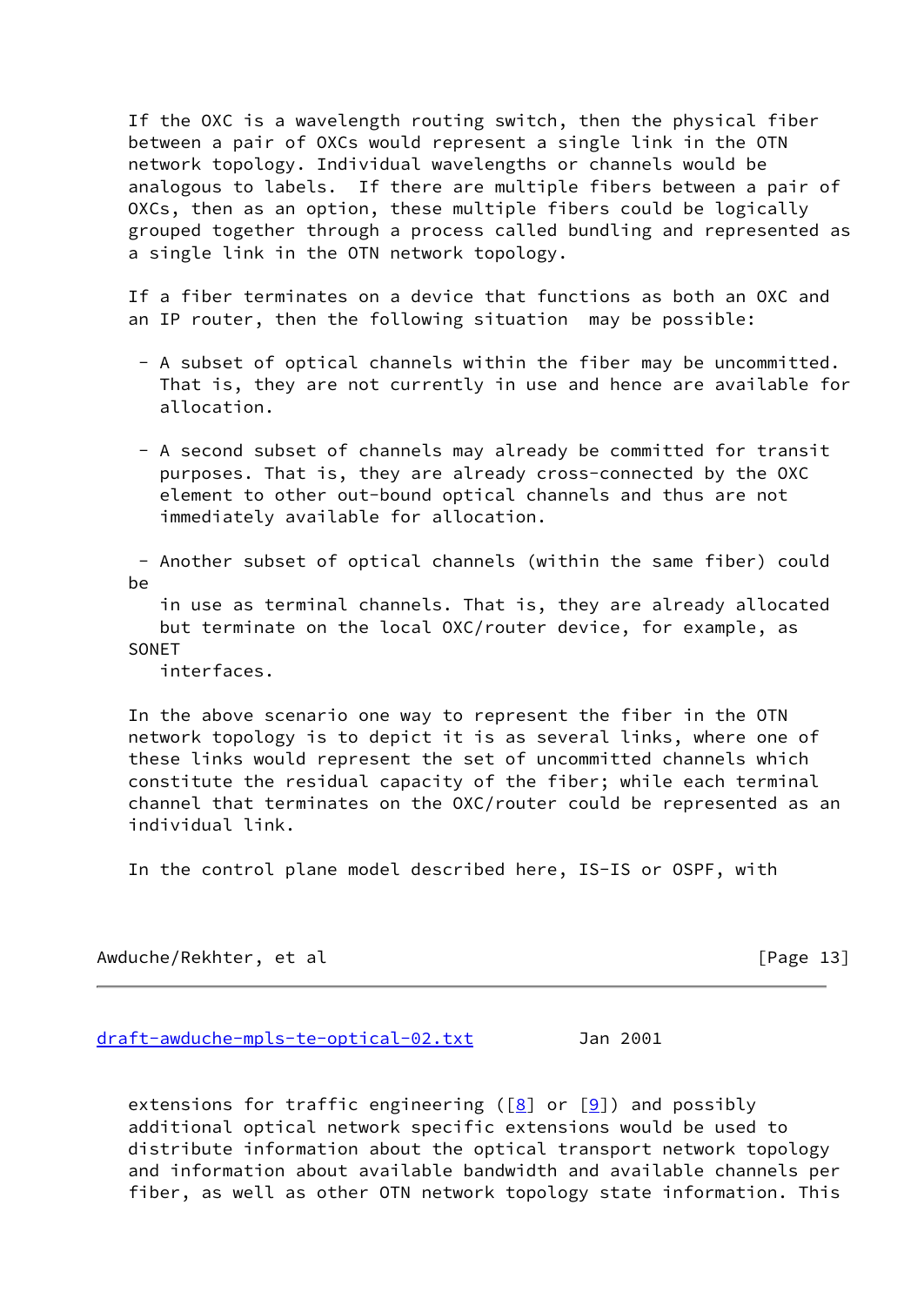If the OXC is a wavelength routing switch, then the physical fiber between a pair of OXCs would represent a single link in the OTN network topology. Individual wavelengths or channels would be analogous to labels. If there are multiple fibers between a pair of OXCs, then as an option, these multiple fibers could be logically grouped together through a process called bundling and represented as a single link in the OTN network topology.

If a fiber terminates on a device that functions as both an OXC and an IP router, then the following situation may be possible:

- A subset of optical channels within the fiber may be uncommitted. That is, they are not currently in use and hence are available for allocation.

- A second subset of channels may already be committed for transit purposes. That is, they are already cross-connected by the OXC element to other out-bound optical channels and thus are not immediately available for allocation.

- Another subset of optical channels (within the same fiber) could be in use as terminal channels. That is, they are already allocated but terminate on the local OXC/router device, for example, as SONET interfaces.

In the above scenario one way to represent the fiber in the OTN network topology is to depict it is as several links, where one of these links would represent the set of uncommitted channels which constitute the residual capacity of the fiber; while each terminal channel that terminates on the OXC/router could be represented as an individual link.

In the control plane model described here, IS-IS or OSPF, with extensions for traffic engineering ([8] or [9]) and possibly additional optical network specific extensions would be used to distribute information about the optical transport network topology and information about available bandwidth and available channels per fiber, as well as other OTN network topology state information. This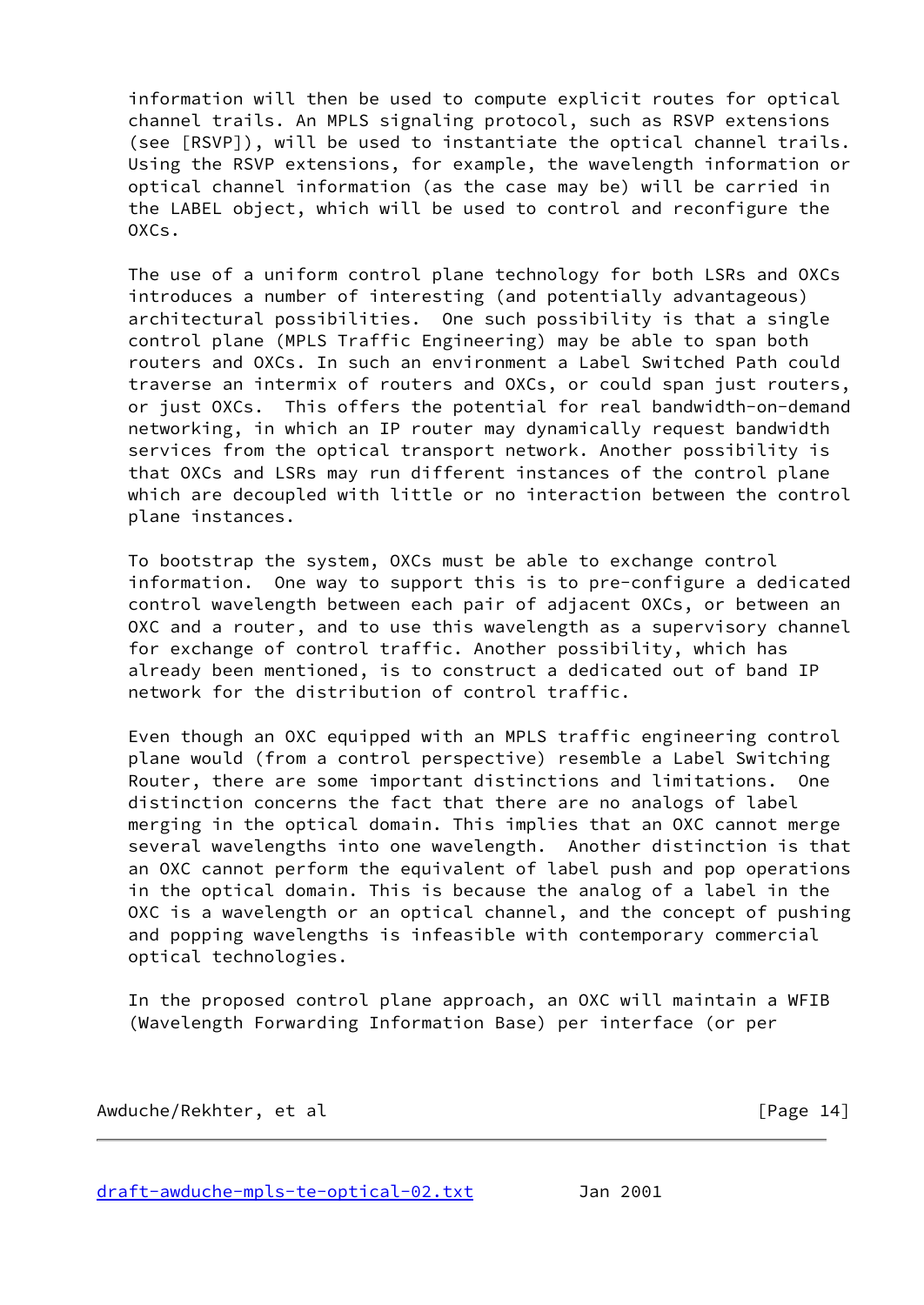information will then be used to compute explicit routes for optical channel trails. An MPLS signaling protocol, such as RSVP extensions (see [RSVP]), will be used to instantiate the optical channel trails. Using the RSVP extensions, for example, the wavelength information or optical channel information (as the case may be) will be carried in the LABEL object, which will be used to control and reconfigure the OXCs.

The use of a uniform control plane technology for both LSRs and OXCs introduces a number of interesting (and potentially advantageous) architectural possibilities. One such possibility is that a single control plane (MPLS Traffic Engineering) may be able to span both routers and OXCs. In such an environment a Label Switched Path could traverse an intermix of routers and OXCs, or could span just routers, or just OXCs. This offers the potential for real bandwidth-on-demand networking, in which an IP router may dynamically request bandwidth services from the optical transport network. Another possibility is that OXCs and LSRs may run different instances of the control plane which are decoupled with little or no interaction between the control plane instances.

To bootstrap the system, OXCs must be able to exchange control information. One way to support this is to pre-configure a dedicated control wavelength between each pair of adjacent OXCs, or between an OXC and a router, and to use this wavelength as a supervisory channel for exchange of control traffic. Another possibility, which has already been mentioned, is to construct a dedicated out of band IP network for the distribution of control traffic.

Even though an OXC equipped with an MPLS traffic engineering control plane would (from a control perspective) resemble a Label Switching Router, there are some important distinctions and limitations. One distinction concerns the fact that there are no analogs of label merging in the optical domain. This implies that an OXC cannot merge several wavelengths into one wavelength. Another distinction is that an OXC cannot perform the equivalent of label push and pop operations in the optical domain. This is because the analog of a label in the OXC is a wavelength or an optical channel, and the concept of pushing and popping wavelengths is infeasible with contemporary commercial optical technologies.

In the proposed control plane approach, an OXC will maintain a WFIB (Wavelength Forwarding Information Base) per interface (or per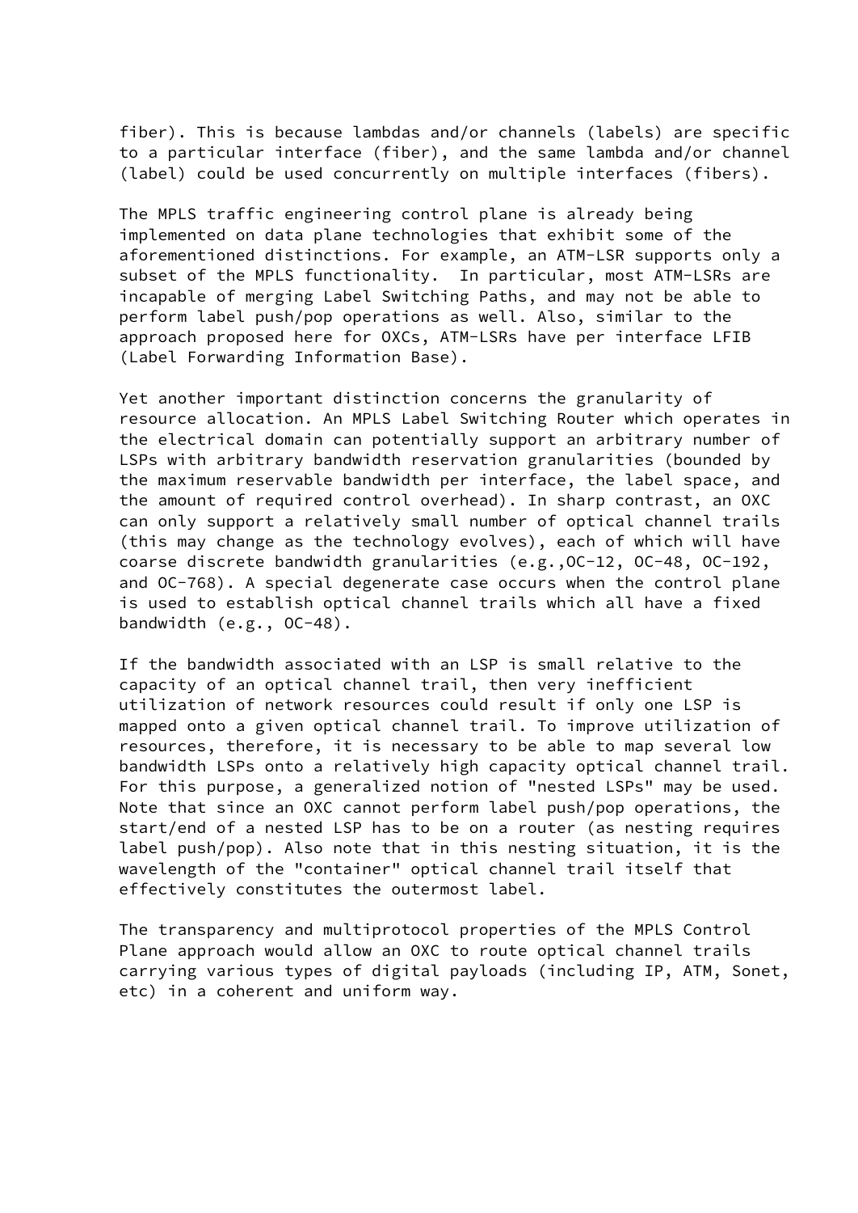fiber). This is because lambdas and/or channels (labels) are specific to a particular interface (fiber), and the same lambda and/or channel (label) could be used concurrently on multiple interfaces (fibers).

The MPLS traffic engineering control plane is already being implemented on data plane technologies that exhibit some of the aforementioned distinctions. For example, an ATM-LSR supports only a subset of the MPLS functionality. In particular, most ATM-LSRs are incapable of merging Label Switching Paths, and may not be able to perform label push/pop operations as well. Also, similar to the approach proposed here for OXCs, ATM-LSRs have per interface LFIB (Label Forwarding Information Base).

Yet another important distinction concerns the granularity of resource allocation. An MPLS Label Switching Router which operates in the electrical domain can potentially support an arbitrary number of LSPs with arbitrary bandwidth reservation granularities (bounded by the maximum reservable bandwidth per interface, the label space, and the amount of required control overhead). In sharp contrast, an OXC can only support a relatively small number of optical channel trails (this may change as the technology evolves), each of which will have coarse discrete bandwidth granularities (e.g.,OC-12, OC-48, OC-192, and OC-768). A special degenerate case occurs when the control plane is used to establish optical channel trails which all have a fixed bandwidth (e.g., OC-48).

If the bandwidth associated with an LSP is small relative to the capacity of an optical channel trail, then very inefficient utilization of network resources could result if only one LSP is mapped onto a given optical channel trail. To improve utilization of resources, therefore, it is necessary to be able to map several low bandwidth LSPs onto a relatively high capacity optical channel trail. For this purpose, a generalized notion of "nested LSPs" may be used. Note that since an OXC cannot perform label push/pop operations, the start/end of a nested LSP has to be on a router (as nesting requires label push/pop). Also note that in this nesting situation, it is the wavelength of the "container" optical channel trail itself that effectively constitutes the outermost label.

The transparency and multiprotocol properties of the MPLS Control Plane approach would allow an OXC to route optical channel trails carrying various types of digital payloads (including IP, ATM, Sonet, etc) in a coherent and uniform way.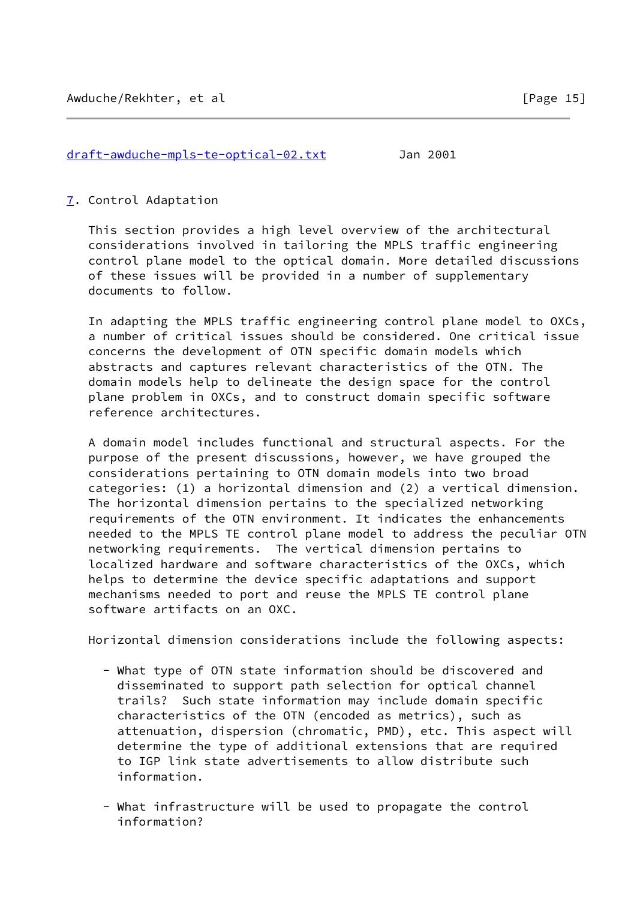## 7. Control Adaptation

This section provides a high level overview of the architectural considerations involved in tailoring the MPLS traffic engineering control plane model to the optical domain. More detailed discussions of these issues will be provided in a number of supplementary documents to follow.

In adapting the MPLS traffic engineering control plane model to OXCs, a number of critical issues should be considered. One critical issue concerns the development of OTN specific domain models which abstracts and captures relevant characteristics of the OTN. The domain models help to delineate the design space for the control plane problem in OXCs, and to construct domain specific software reference architectures.

A domain model includes functional and structural aspects. For the purpose of the present discussions, however, we have grouped the considerations pertaining to OTN domain models into two broad categories: (1) a horizontal dimension and (2) a vertical dimension. The horizontal dimension pertains to the specialized networking requirements of the OTN environment. It indicates the enhancements needed to the MPLS TE control plane model to address the peculiar OTN networking requirements. The vertical dimension pertains to localized hardware and software characteristics of the OXCs, which helps to determine the device specific adaptations and support mechanisms needed to port and reuse the MPLS TE control plane software artifacts on an OXC.

Horizontal dimension considerations include the following aspects:

- What type of OTN state information should be discovered and disseminated to support path selection for optical channel trails? Such state information may include domain specific characteristics of the OTN (encoded as metrics), such as attenuation, dispersion (chromatic, PMD), etc. This aspect will determine the type of additional extensions that are required to IGP link state advertisements to allow distribute such information.

- What infrastructure will be used to propagate the control information?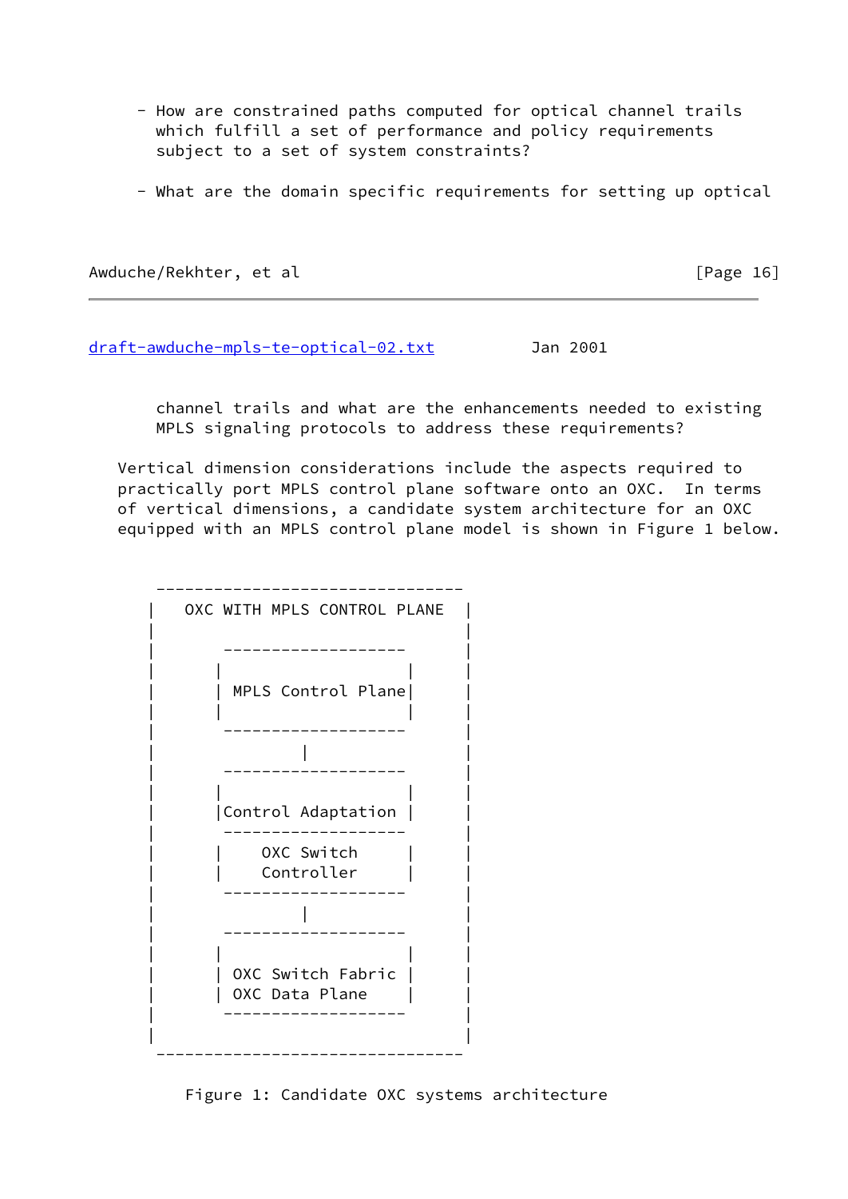- How are constrained paths computed for optical channel trails which fulfill a set of performance and policy requirements subject to a set of system constraints?

- What are the domain specific requirements for setting up optical channel trails and what are the enhancements needed to existing MPLS signaling protocols to address these requirements?

Vertical dimension considerations include the aspects required to practically port MPLS control plane software onto an OXC. In terms of vertical dimensions, a candidate system architecture for an OXC equipped with an MPLS control plane model is shown in Figure 1 below.

```
 --------------------------------
|   OXC WITH MPLS CONTROL PLANE  |
|                                |
|       -------------------      |
|      |                   |     |
|      | MPLS Control Plane|     |
|      |                   |     |
|       -------------------      |
|               |                |
|       -------------------      |
|      |                   |     |
|      |Control Adaptation |     |
|       -------------------      |
|      |    OXC Switch     |     |
|      |    Controller     |     |
|       -------------------      |
|               |                |
|       -------------------      |
|      |                   |     |
|      | OXC Switch Fabric |     |
|      | OXC Data Plane    |     |
|       -------------------      |
|                                |
 --------------------------------
```

Figure 1: Candidate OXC systems architecture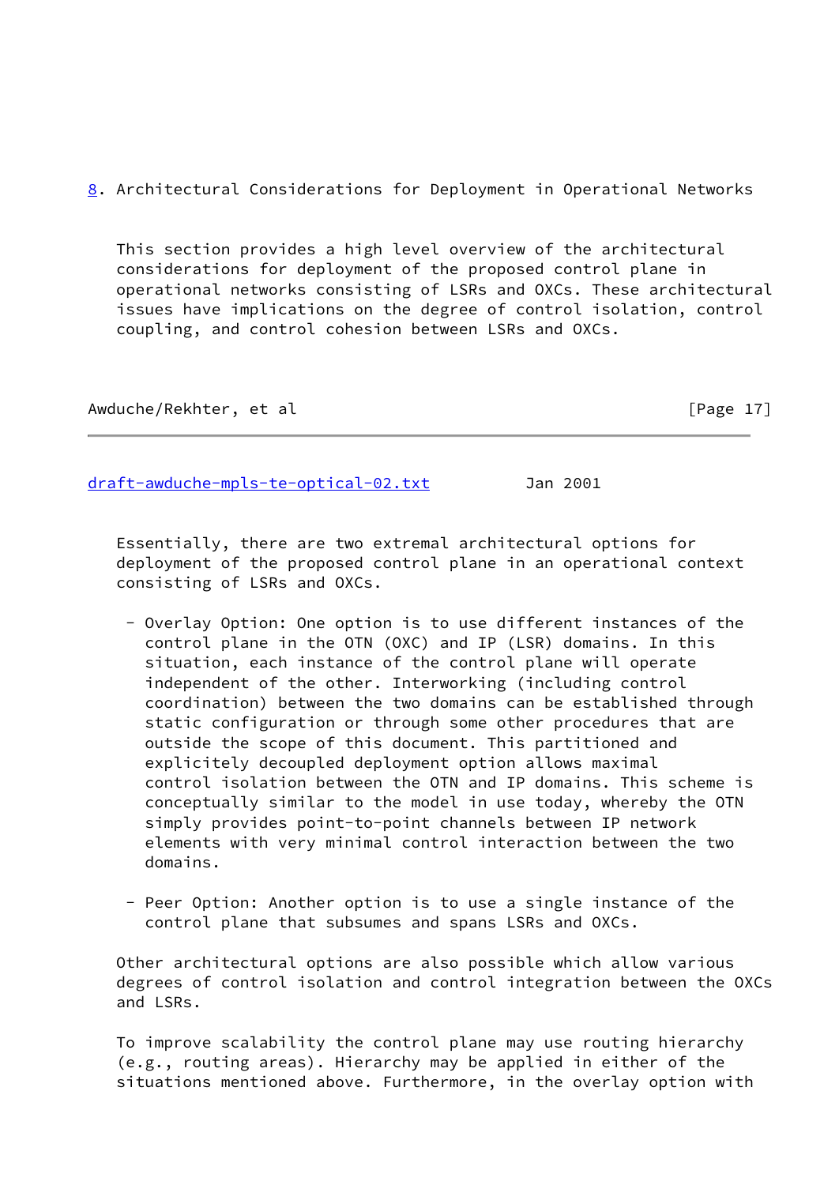## 8. Architectural Considerations for Deployment in Operational Networks

This section provides a high level overview of the architectural considerations for deployment of the proposed control plane in operational networks consisting of LSRs and OXCs. These architectural issues have implications on the degree of control isolation, control coupling, and control cohesion between LSRs and OXCs.

Essentially, there are two extremal architectural options for deployment of the proposed control plane in an operational context consisting of LSRs and OXCs.

- Overlay Option: One option is to use different instances of the control plane in the OTN (OXC) and IP (LSR) domains. In this situation, each instance of the control plane will operate independent of the other. Interworking (including control coordination) between the two domains can be established through static configuration or through some other procedures that are outside the scope of this document. This partitioned and explicitely decoupled deployment option allows maximal control isolation between the OTN and IP domains. This scheme is conceptually similar to the model in use today, whereby the OTN simply provides point-to-point channels between IP network elements with very minimal control interaction between the two domains.

- Peer Option: Another option is to use a single instance of the control plane that subsumes and spans LSRs and OXCs.

Other architectural options are also possible which allow various degrees of control isolation and control integration between the OXCs and LSRs.

To improve scalability the control plane may use routing hierarchy (e.g., routing areas). Hierarchy may be applied in either of the situations mentioned above. Furthermore, in the overlay option with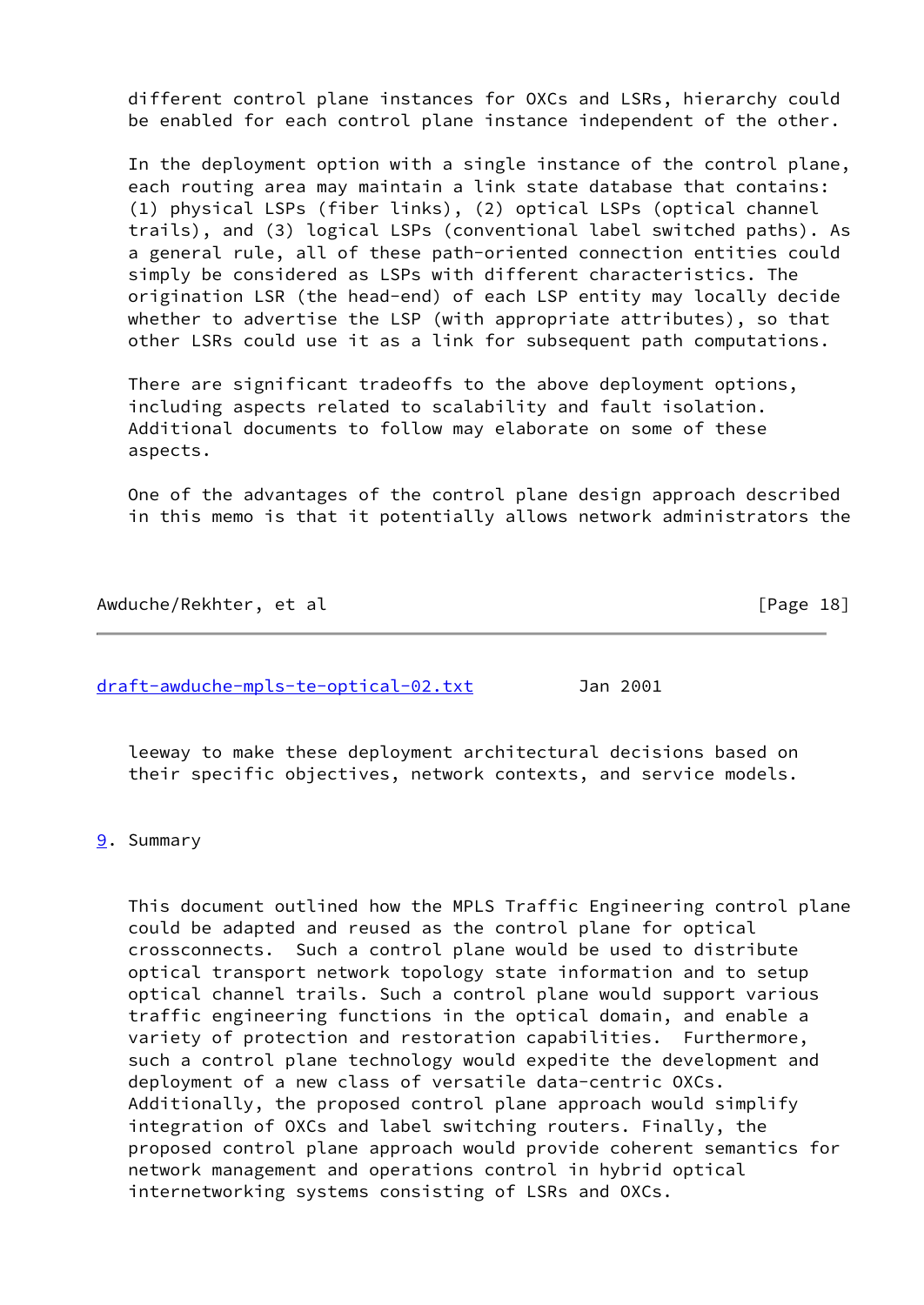different control plane instances for OXCs and LSRs, hierarchy could be enabled for each control plane instance independent of the other.

In the deployment option with a single instance of the control plane, each routing area may maintain a link state database that contains: (1) physical LSPs (fiber links), (2) optical LSPs (optical channel trails), and (3) logical LSPs (conventional label switched paths). As a general rule, all of these path-oriented connection entities could simply be considered as LSPs with different characteristics. The origination LSR (the head-end) of each LSP entity may locally decide whether to advertise the LSP (with appropriate attributes), so that other LSRs could use it as a link for subsequent path computations.

There are significant tradeoffs to the above deployment options, including aspects related to scalability and fault isolation. Additional documents to follow may elaborate on some of these aspects.

One of the advantages of the control plane design approach described in this memo is that it potentially allows network administrators the leeway to make these deployment architectural decisions based on their specific objectives, network contexts, and service models.

## 9. Summary

This document outlined how the MPLS Traffic Engineering control plane could be adapted and reused as the control plane for optical crossconnects. Such a control plane would be used to distribute optical transport network topology state information and to setup optical channel trails. Such a control plane would support various traffic engineering functions in the optical domain, and enable a variety of protection and restoration capabilities. Furthermore, such a control plane technology would expedite the development and deployment of a new class of versatile data-centric OXCs. Additionally, the proposed control plane approach would simplify integration of OXCs and label switching routers. Finally, the proposed control plane approach would provide coherent semantics for network management and operations control in hybrid optical internetworking systems consisting of LSRs and OXCs.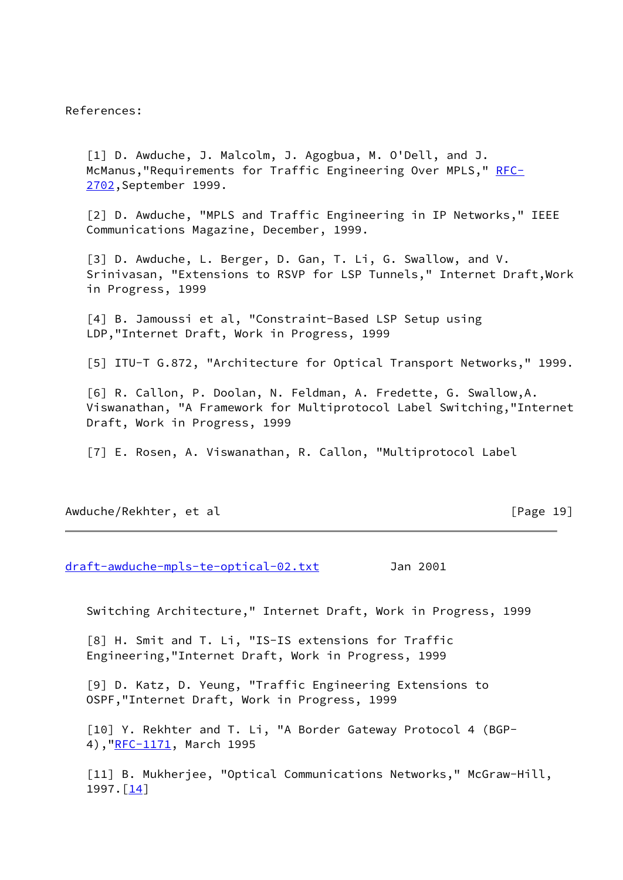References:

[1] D. Awduche, J. Malcolm, J. Agogbua, M. O'Dell, and J. McManus,"Requirements for Traffic Engineering Over MPLS," RFC-2702,September 1999.

[2] D. Awduche, "MPLS and Traffic Engineering in IP Networks," IEEE Communications Magazine, December, 1999.

[3] D. Awduche, L. Berger, D. Gan, T. Li, G. Swallow, and V. Srinivasan, "Extensions to RSVP for LSP Tunnels," Internet Draft,Work in Progress, 1999

[4] B. Jamoussi et al, "Constraint-Based LSP Setup using LDP,"Internet Draft, Work in Progress, 1999

[5] ITU-T G.872, "Architecture for Optical Transport Networks," 1999.

[6] R. Callon, P. Doolan, N. Feldman, A. Fredette, G. Swallow,A. Viswanathan, "A Framework for Multiprotocol Label Switching,"Internet Draft, Work in Progress, 1999

[7] E. Rosen, A. Viswanathan, R. Callon, "Multiprotocol Label Switching Architecture," Internet Draft, Work in Progress, 1999

[8] H. Smit and T. Li, "IS-IS extensions for Traffic Engineering,"Internet Draft, Work in Progress, 1999

[9] D. Katz, D. Yeung, "Traffic Engineering Extensions to OSPF,"Internet Draft, Work in Progress, 1999

[10] Y. Rekhter and T. Li, "A Border Gateway Protocol 4 (BGP-4),"RFC-1171, March 1995

[11] B. Mukherjee, "Optical Communications Networks," McGraw-Hill, 1997.[14]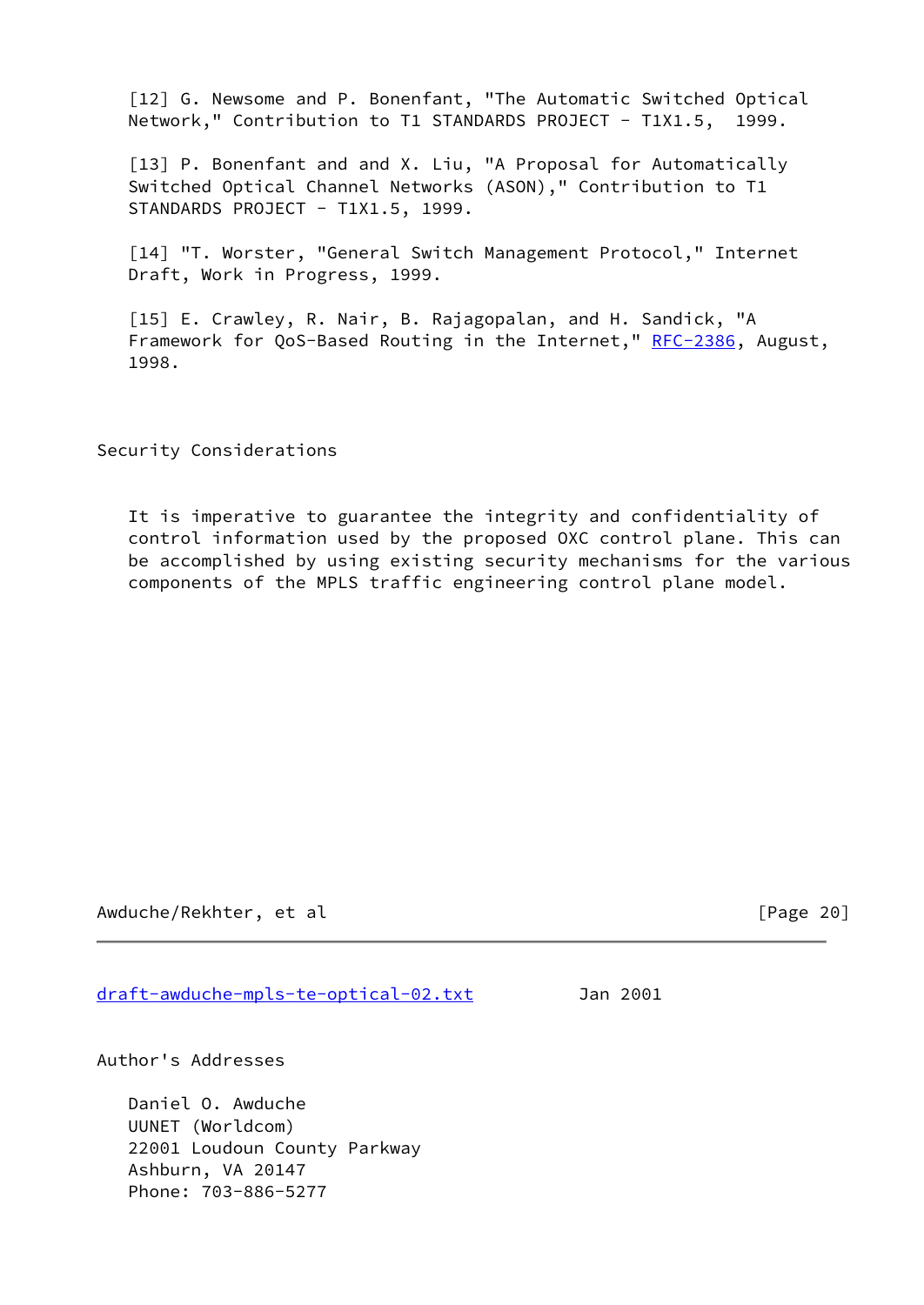[12] G. Newsome and P. Bonenfant, "The Automatic Switched Optical Network," Contribution to T1 STANDARDS PROJECT - T1X1.5, 1999.

[13] P. Bonenfant and and X. Liu, "A Proposal for Automatically Switched Optical Channel Networks (ASON)," Contribution to T1 STANDARDS PROJECT - T1X1.5, 1999.

[14] "T. Worster, "General Switch Management Protocol," Internet Draft, Work in Progress, 1999.

[15] E. Crawley, R. Nair, B. Rajagopalan, and H. Sandick, "A Framework for QoS-Based Routing in the Internet," RFC-2386, August, 1998.

## Security Considerations

It is imperative to guarantee the integrity and confidentiality of control information used by the proposed OXC control plane. This can be accomplished by using existing security mechanisms for the various components of the MPLS traffic engineering control plane model.

## Author's Addresses

Daniel O. Awduche
UUNET (Worldcom)
22001 Loudoun County Parkway
Ashburn, VA 20147
Phone: 703-886-5277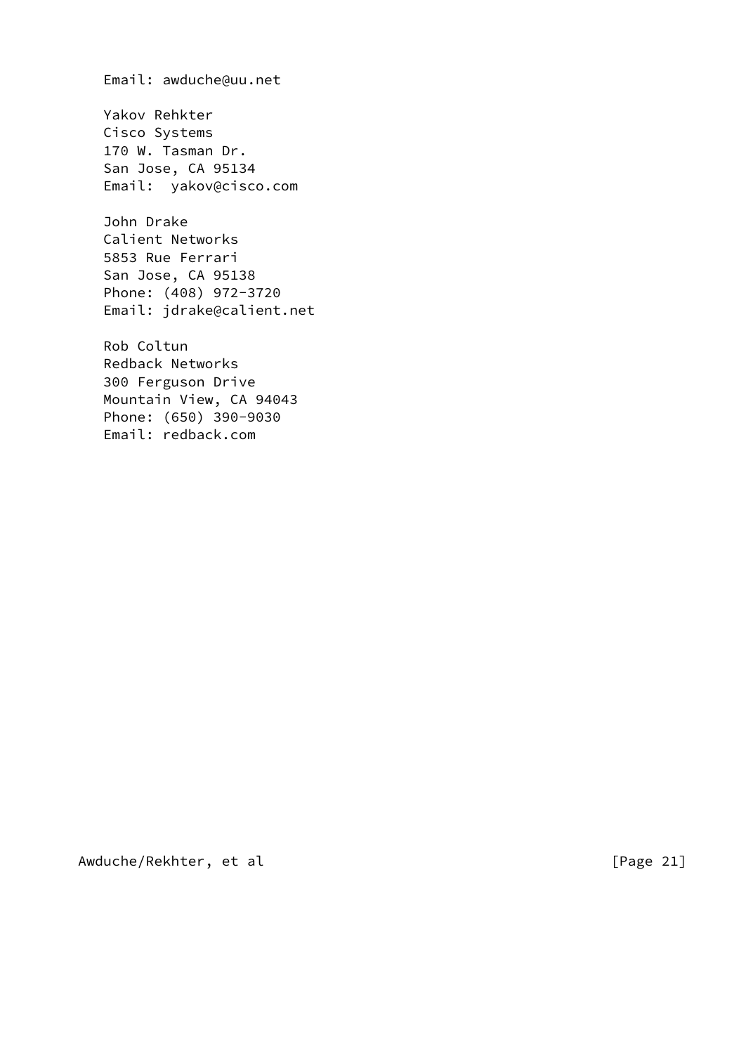Email: awduche@uu.net

Yakov Rehkter
Cisco Systems
170 W. Tasman Dr.
San Jose, CA 95134
Email:  yakov@cisco.com

John Drake
Calient Networks
5853 Rue Ferrari
San Jose, CA 95138
Phone: (408) 972-3720
Email: jdrake@calient.net

Rob Coltun
Redback Networks
300 Ferguson Drive
Mountain View, CA 94043
Phone: (650) 390-9030
Email: redback.com